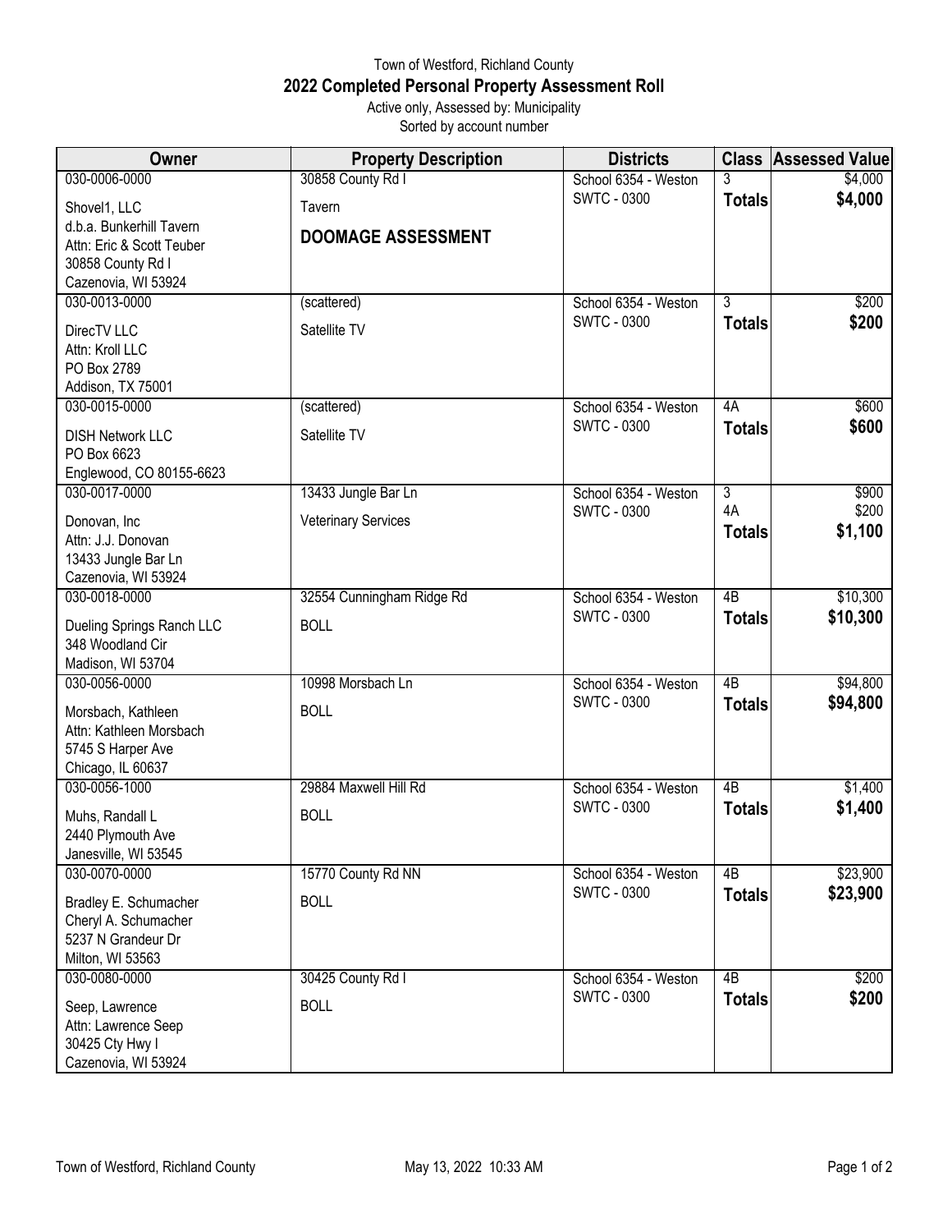Town of Westford, Richland County

# 2022 Completed Personal Property Assessment Roll

Active only, Assessed by: Municipality
Sorted by account number

| Owner | Property Description | Districts | Class | Assessed Value |
|---|---|---|---|---|
| 030-0006-0000<br>Shovel1, LLC<br>d.b.a. Bunkerhill Tavern<br>Attn: Eric & Scott Teuber<br>30858 County Rd I<br>Cazenovia, WI 53924 | 30858 County Rd I<br>Tavern<br>**DOOMAGE ASSESSMENT** | School 6354 - Weston<br>SWTC - 0300 | 3<br>**Totals** | $4,000<br>**$4,000** |
| 030-0013-0000<br>DirecTV LLC<br>Attn: Kroll LLC<br>PO Box 2789<br>Addison, TX 75001 | (scattered)<br>Satellite TV | School 6354 - Weston<br>SWTC - 0300 | 3<br>**Totals** | $200<br>**$200** |
| 030-0015-0000<br>DISH Network LLC<br>PO Box 6623<br>Englewood, CO 80155-6623 | (scattered)<br>Satellite TV | School 6354 - Weston<br>SWTC - 0300 | 4A<br>**Totals** | $600<br>**$600** |
| 030-0017-0000<br>Donovan, Inc<br>Attn: J.J. Donovan<br>13433 Jungle Bar Ln<br>Cazenovia, WI 53924 | 13433 Jungle Bar Ln<br>Veterinary Services | School 6354 - Weston<br>SWTC - 0300 | 3<br>4A<br>**Totals** | $900<br>$200<br>**$1,100** |
| 030-0018-0000<br>Dueling Springs Ranch LLC<br>348 Woodland Cir<br>Madison, WI 53704 | 32554 Cunningham Ridge Rd<br>BOLL | School 6354 - Weston<br>SWTC - 0300 | 4B<br>**Totals** | $10,300<br>**$10,300** |
| 030-0056-0000<br>Morsbach, Kathleen<br>Attn: Kathleen Morsbach<br>5745 S Harper Ave<br>Chicago, IL 60637 | 10998 Morsbach Ln<br>BOLL | School 6354 - Weston<br>SWTC - 0300 | 4B<br>**Totals** | $94,800<br>**$94,800** |
| 030-0056-1000<br>Muhs, Randall L<br>2440 Plymouth Ave<br>Janesville, WI 53545 | 29884 Maxwell Hill Rd<br>BOLL | School 6354 - Weston<br>SWTC - 0300 | 4B<br>**Totals** | $1,400<br>**$1,400** |
| 030-0070-0000<br>Bradley E. Schumacher<br>Cheryl A. Schumacher<br>5237 N Grandeur Dr<br>Milton, WI 53563 | 15770 County Rd NN<br>BOLL | School 6354 - Weston<br>SWTC - 0300 | 4B<br>**Totals** | $23,900<br>**$23,900** |
| 030-0080-0000<br>Seep, Lawrence<br>Attn: Lawrence Seep<br>30425 Cty Hwy I<br>Cazenovia, WI 53924 | 30425 County Rd I<br>BOLL | School 6354 - Weston<br>SWTC - 0300 | 4B<br>**Totals** | $200<br>**$200** |

May 13, 2022 10:33 AM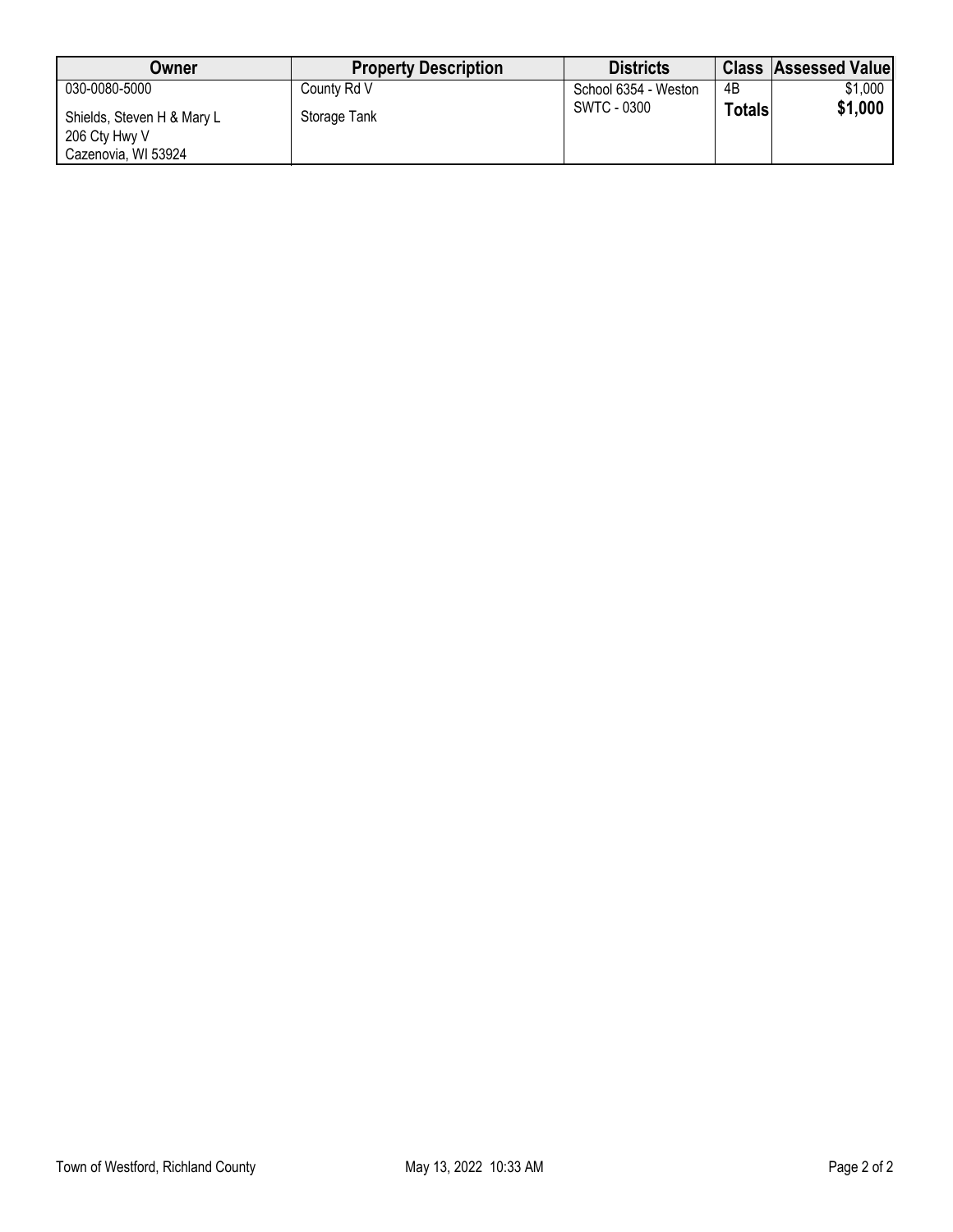| Owner | Property Description | Districts | Class | Assessed Value |
|---|---|---|---|---|
| 030-0080-5000<br>Shields, Steven H & Mary L<br>206 Cty Hwy V<br>Cazenovia, WI 53924 | County Rd V<br>Storage Tank | School 6354 - Weston<br>SWTC - 0300 | 4B<br>**Totals** | $1,000<br>**$1,000** |